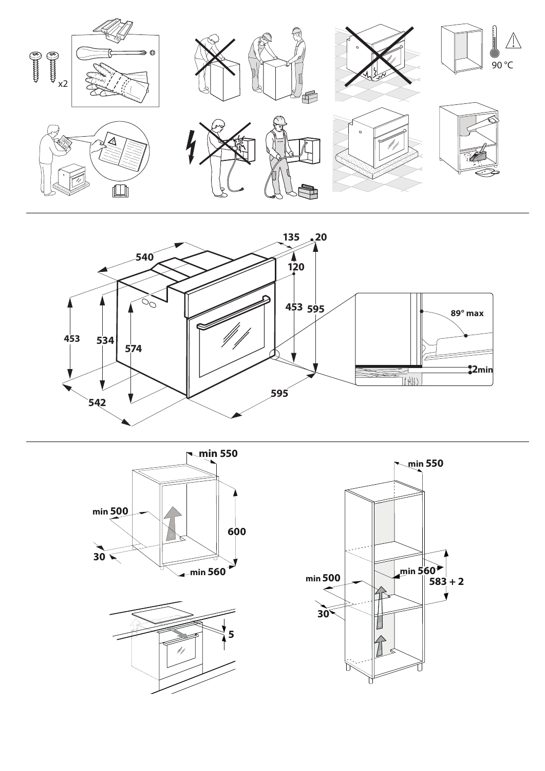x2

90 °C

540

135

20

120

453

595

453

534

574

89° max

2min

542

595

min 550

min 500

600

30

min 560

5

min 550

min 500

min 560

583 + 2

30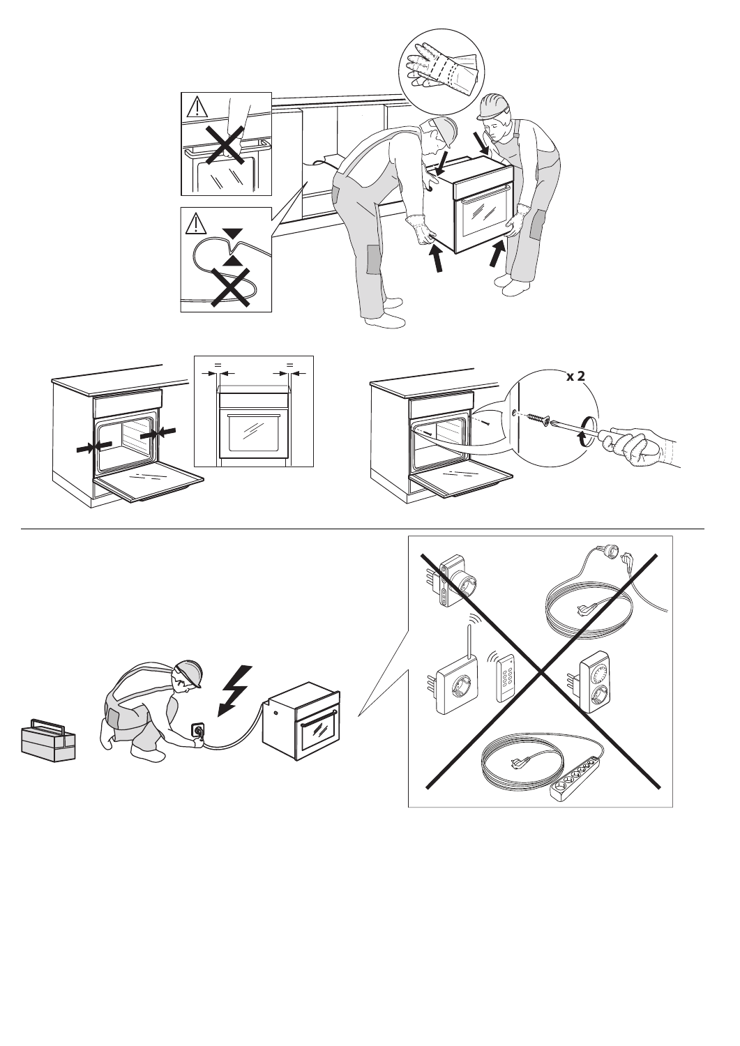x 2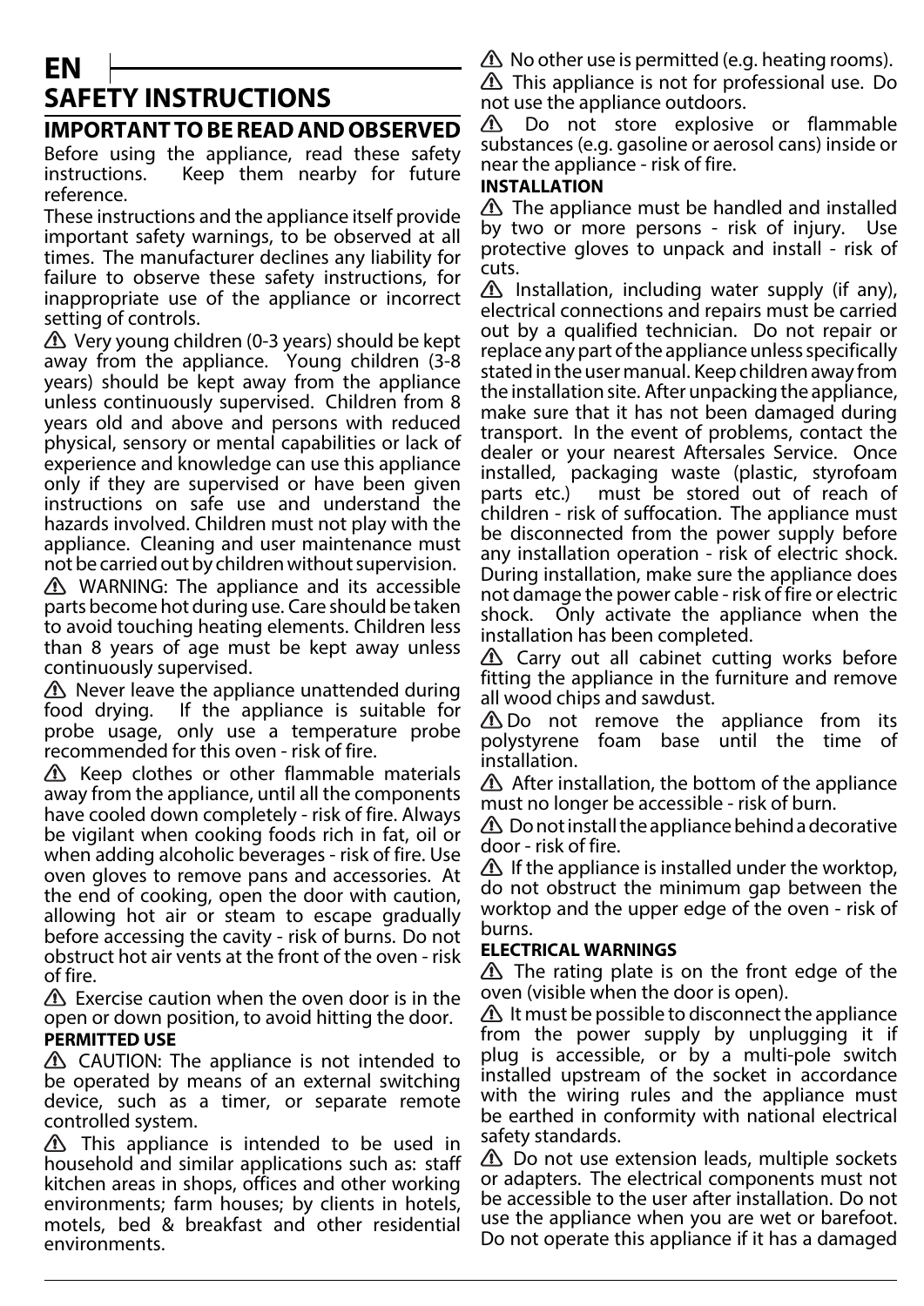# EN

# SAFETY INSTRUCTIONS

## IMPORTANT TO BE READ AND OBSERVED

Before using the appliance, read these safety instructions. Keep them nearby for future reference.

These instructions and the appliance itself provide important safety warnings, to be observed at all times. The manufacturer declines any liability for failure to observe these safety instructions, for inappropriate use of the appliance or incorrect setting of controls.

⚠ Very young children (0-3 years) should be kept away from the appliance. Young children (3-8 years) should be kept away from the appliance unless continuously supervised. Children from 8 years old and above and persons with reduced physical, sensory or mental capabilities or lack of experience and knowledge can use this appliance only if they are supervised or have been given instructions on safe use and understand the hazards involved. Children must not play with the appliance. Cleaning and user maintenance must not be carried out by children without supervision.

⚠ WARNING: The appliance and its accessible parts become hot during use. Care should be taken to avoid touching heating elements. Children less than 8 years of age must be kept away unless continuously supervised.

⚠ Never leave the appliance unattended during food drying. If the appliance is suitable for probe usage, only use a temperature probe recommended for this oven - risk of fire.

⚠ Keep clothes or other flammable materials away from the appliance, until all the components have cooled down completely - risk of fire. Always be vigilant when cooking foods rich in fat, oil or when adding alcoholic beverages - risk of fire. Use oven gloves to remove pans and accessories. At the end of cooking, open the door with caution, allowing hot air or steam to escape gradually before accessing the cavity - risk of burns. Do not obstruct hot air vents at the front of the oven - risk of fire.

⚠ Exercise caution when the oven door is in the open or down position, to avoid hitting the door.

**PERMITTED USE**

⚠ CAUTION: The appliance is not intended to be operated by means of an external switching device, such as a timer, or separate remote controlled system.

⚠ This appliance is intended to be used in household and similar applications such as: staff kitchen areas in shops, offices and other working environments; farm houses; by clients in hotels, motels, bed & breakfast and other residential environments.

⚠ No other use is permitted (e.g. heating rooms).

⚠ This appliance is not for professional use. Do not use the appliance outdoors.

⚠ Do not store explosive or flammable substances (e.g. gasoline or aerosol cans) inside or near the appliance - risk of fire.

**INSTALLATION**

⚠ The appliance must be handled and installed by two or more persons - risk of injury. Use protective gloves to unpack and install - risk of cuts.

⚠ Installation, including water supply (if any), electrical connections and repairs must be carried out by a qualified technician. Do not repair or replace any part of the appliance unless specifically stated in the user manual. Keep children away from the installation site. After unpacking the appliance, make sure that it has not been damaged during transport. In the event of problems, contact the dealer or your nearest Aftersales Service. Once installed, packaging waste (plastic, styrofoam parts etc.) must be stored out of reach of children - risk of suffocation. The appliance must be disconnected from the power supply before any installation operation - risk of electric shock. During installation, make sure the appliance does not damage the power cable - risk of fire or electric shock. Only activate the appliance when the installation has been completed.

⚠ Carry out all cabinet cutting works before fitting the appliance in the furniture and remove all wood chips and sawdust.

⚠ Do not remove the appliance from its polystyrene foam base until the time of installation.

⚠ After installation, the bottom of the appliance must no longer be accessible - risk of burn.

⚠ Do not install the appliance behind a decorative door - risk of fire.

⚠ If the appliance is installed under the worktop, do not obstruct the minimum gap between the worktop and the upper edge of the oven - risk of burns.

**ELECTRICAL WARNINGS**

⚠ The rating plate is on the front edge of the oven (visible when the door is open).

⚠ It must be possible to disconnect the appliance from the power supply by unplugging it if plug is accessible, or by a multi-pole switch installed upstream of the socket in accordance with the wiring rules and the appliance must be earthed in conformity with national electrical safety standards.

⚠ Do not use extension leads, multiple sockets or adapters. The electrical components must not be accessible to the user after installation. Do not use the appliance when you are wet or barefoot. Do not operate this appliance if it has a damaged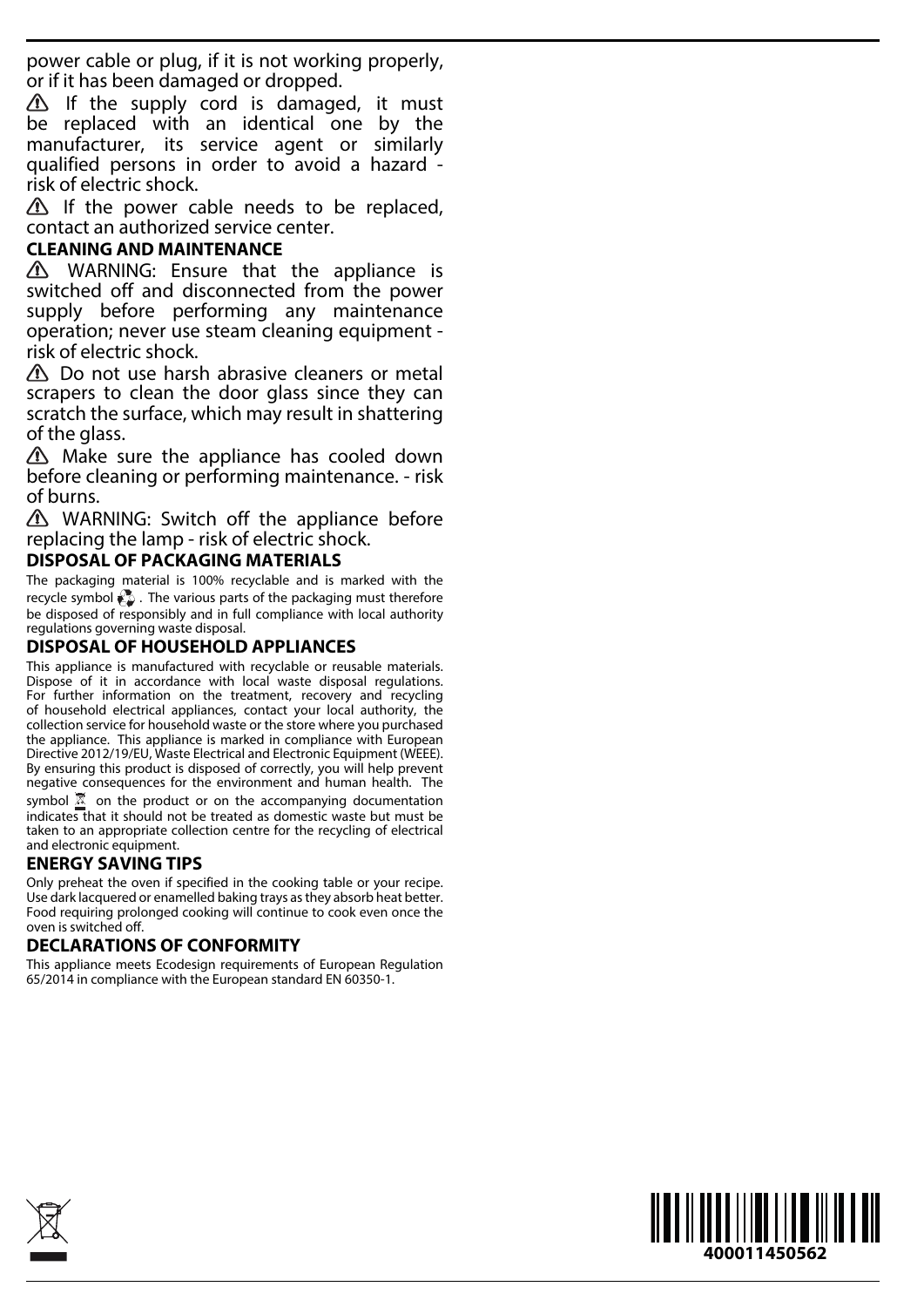power cable or plug, if it is not working properly, or if it has been damaged or dropped.

⚠ If the supply cord is damaged, it must be replaced with an identical one by the manufacturer, its service agent or similarly qualified persons in order to avoid a hazard - risk of electric shock.

⚠ If the power cable needs to be replaced, contact an authorized service center.

**CLEANING AND MAINTENANCE**

⚠ WARNING: Ensure that the appliance is switched off and disconnected from the power supply before performing any maintenance operation; never use steam cleaning equipment - risk of electric shock.

⚠ Do not use harsh abrasive cleaners or metal scrapers to clean the door glass since they can scratch the surface, which may result in shattering of the glass.

⚠ Make sure the appliance has cooled down before cleaning or performing maintenance. - risk of burns.

⚠ WARNING: Switch off the appliance before replacing the lamp - risk of electric shock.

**DISPOSAL OF PACKAGING MATERIALS**

The packaging material is 100% recyclable and is marked with the recycle symbol ♲ . The various parts of the packaging must therefore be disposed of responsibly and in full compliance with local authority regulations governing waste disposal.

**DISPOSAL OF HOUSEHOLD APPLIANCES**

This appliance is manufactured with recyclable or reusable materials. Dispose of it in accordance with local waste disposal regulations. For further information on the treatment, recovery and recycling of household electrical appliances, contact your local authority, the collection service for household waste or the store where you purchased the appliance. This appliance is marked in compliance with European Directive 2012/19/EU, Waste Electrical and Electronic Equipment (WEEE). By ensuring this product is disposed of correctly, you will help prevent negative consequences for the environment and human health. The symbol on the product or on the accompanying documentation indicates that it should not be treated as domestic waste but must be taken to an appropriate collection centre for the recycling of electrical and electronic equipment.

**ENERGY SAVING TIPS**

Only preheat the oven if specified in the cooking table or your recipe. Use dark lacquered or enamelled baking trays as they absorb heat better. Food requiring prolonged cooking will continue to cook even once the oven is switched off.

**DECLARATIONS OF CONFORMITY**

This appliance meets Ecodesign requirements of European Regulation 65/2014 in compliance with the European standard EN 60350-1.

400011450562